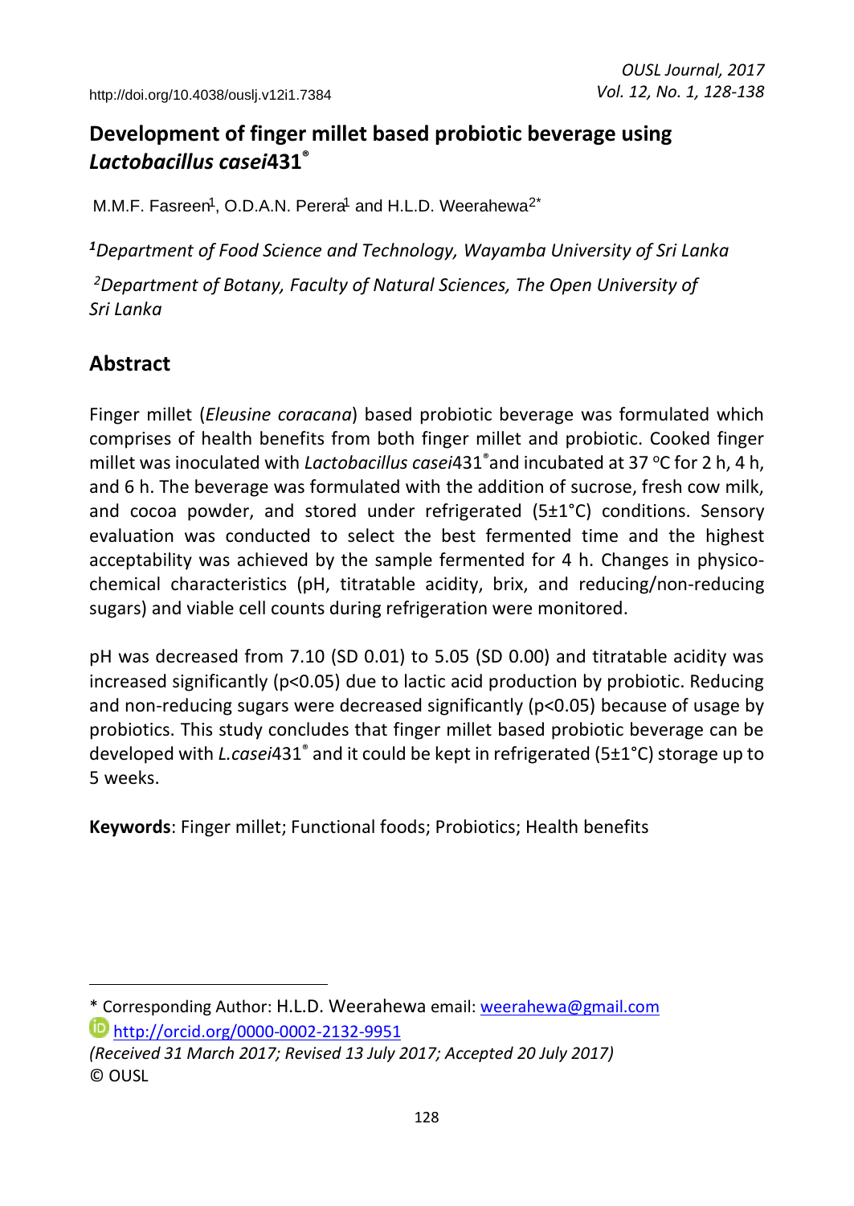# Development of finger millet based probiotic beverage using *Lactobacillus casei*431®

M.M.F. Fasreen[1], O.D.A.N. Perera[1] and H.L.D. Weerahewa[2*]

[1]*Department of Food Science and Technology, Wayamba University of Sri Lanka*

[2]*Department of Botany, Faculty of Natural Sciences, The Open University of Sri Lanka*

## Abstract

Finger millet (*Eleusine coracana*) based probiotic beverage was formulated which comprises of health benefits from both finger millet and probiotic. Cooked finger millet was inoculated with *Lactobacillus casei*431® and incubated at 37 °C for 2 h, 4 h, and 6 h. The beverage was formulated with the addition of sucrose, fresh cow milk, and cocoa powder, and stored under refrigerated (5±1°C) conditions. Sensory evaluation was conducted to select the best fermented time and the highest acceptability was achieved by the sample fermented for 4 h. Changes in physico-chemical characteristics (pH, titratable acidity, brix, and reducing/non-reducing sugars) and viable cell counts during refrigeration were monitored.

pH was decreased from 7.10 (SD 0.01) to 5.05 (SD 0.00) and titratable acidity was increased significantly ($p<0.05$) due to lactic acid production by probiotic. Reducing and non-reducing sugars were decreased significantly ($p<0.05$) because of usage by probiotics. This study concludes that finger millet based probiotic beverage can be developed with *L.casei*431® and it could be kept in refrigerated (5±1°C) storage up to 5 weeks.

**Keywords**: Finger millet; Functional foods; Probiotics; Health benefits

---

\* Corresponding Author: H.L.D. Weerahewa email: weerahewa@gmail.com

http://orcid.org/0000-0002-2132-9951

*(Received 31 March 2017; Revised 13 July 2017; Accepted 20 July 2017)*

© OUSL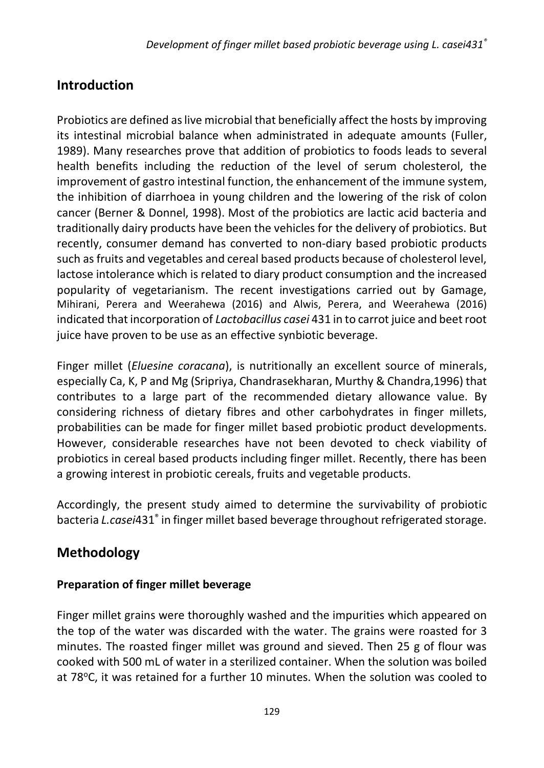## Introduction

Probiotics are defined as live microbial that beneficially affect the hosts by improving its intestinal microbial balance when administrated in adequate amounts (Fuller, 1989). Many researches prove that addition of probiotics to foods leads to several health benefits including the reduction of the level of serum cholesterol, the improvement of gastro intestinal function, the enhancement of the immune system, the inhibition of diarrhoea in young children and the lowering of the risk of colon cancer (Berner & Donnel, 1998). Most of the probiotics are lactic acid bacteria and traditionally dairy products have been the vehicles for the delivery of probiotics. But recently, consumer demand has converted to non-diary based probiotic products such as fruits and vegetables and cereal based products because of cholesterol level, lactose intolerance which is related to diary product consumption and the increased popularity of vegetarianism. The recent investigations carried out by Gamage, Mihirani, Perera and Weerahewa (2016) and Alwis, Perera, and Weerahewa (2016) indicated that incorporation of *Lactobacillus casei* 431 in to carrot juice and beet root juice have proven to be use as an effective synbiotic beverage.

Finger millet (*Eluesine coracana*), is nutritionally an excellent source of minerals, especially Ca, K, P and Mg (Sripriya, Chandrasekharan, Murthy & Chandra,1996) that contributes to a large part of the recommended dietary allowance value. By considering richness of dietary fibres and other carbohydrates in finger millets, probabilities can be made for finger millet based probiotic product developments. However, considerable researches have not been devoted to check viability of probiotics in cereal based products including finger millet. Recently, there has been a growing interest in probiotic cereals, fruits and vegetable products.

Accordingly, the present study aimed to determine the survivability of probiotic bacteria *L.casei*431® in finger millet based beverage throughout refrigerated storage.

## Methodology

### Preparation of finger millet beverage

Finger millet grains were thoroughly washed and the impurities which appeared on the top of the water was discarded with the water. The grains were roasted for 3 minutes. The roasted finger millet was ground and sieved. Then 25 g of flour was cooked with 500 mL of water in a sterilized container. When the solution was boiled at 78°C, it was retained for a further 10 minutes. When the solution was cooled to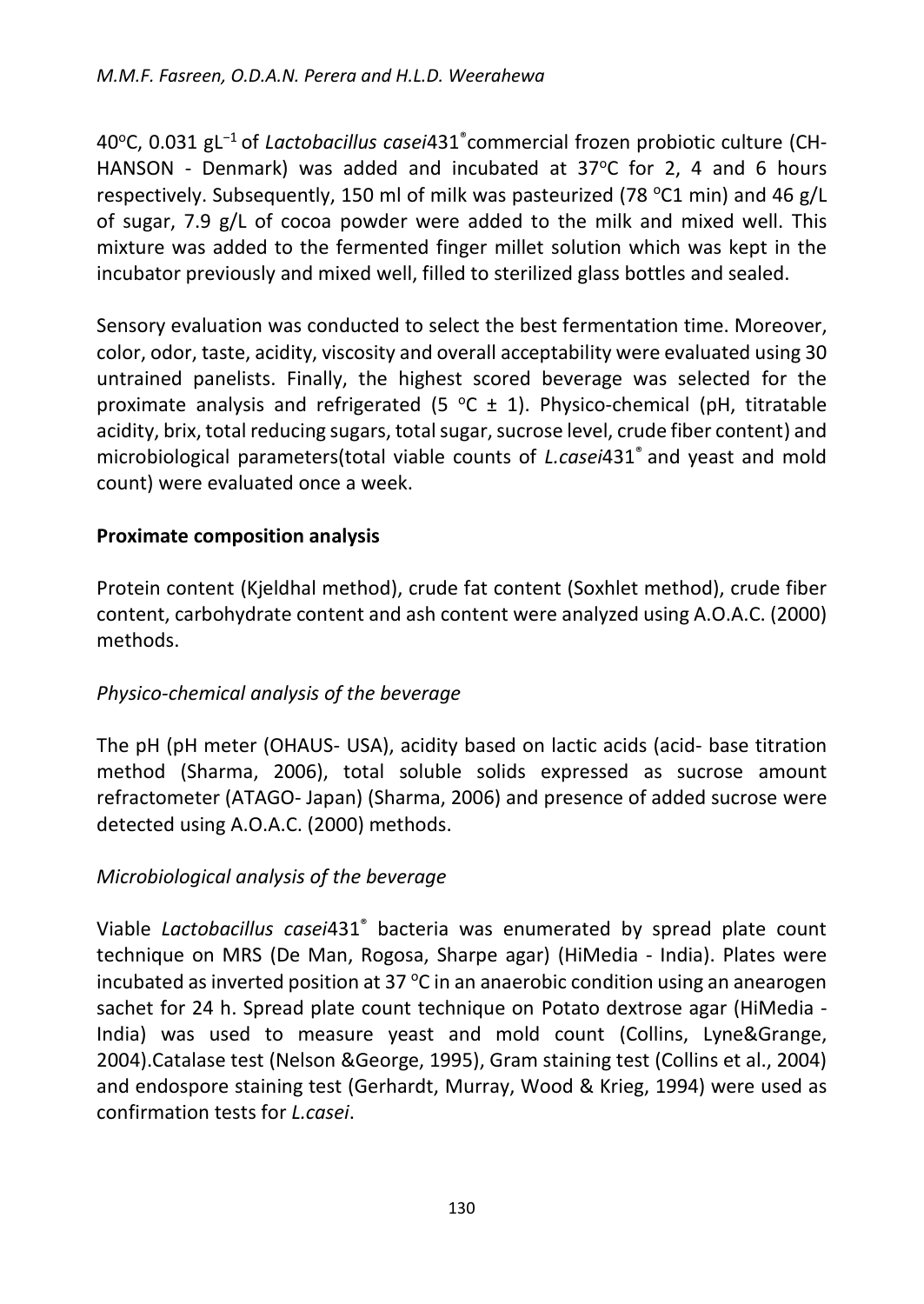40°C, 0.031 $gL^{-1}$ of *Lactobacillus casei*431® commercial frozen probiotic culture (CH-HANSON - Denmark) was added and incubated at 37°C for 2, 4 and 6 hours respectively. Subsequently, 150 ml of milk was pasteurized (78 °C1 min) and 46 g/L of sugar, 7.9 g/L of cocoa powder were added to the milk and mixed well. This mixture was added to the fermented finger millet solution which was kept in the incubator previously and mixed well, filled to sterilized glass bottles and sealed.

Sensory evaluation was conducted to select the best fermentation time. Moreover, color, odor, taste, acidity, viscosity and overall acceptability were evaluated using 30 untrained panelists. Finally, the highest scored beverage was selected for the proximate analysis and refrigerated (5 °C ± 1). Physico-chemical (pH, titratable acidity, brix, total reducing sugars, total sugar, sucrose level, crude fiber content) and microbiological parameters(total viable counts of *L.casei*431® and yeast and mold count) were evaluated once a week.

**Proximate composition analysis**

Protein content (Kjeldhal method), crude fat content (Soxhlet method), crude fiber content, carbohydrate content and ash content were analyzed using A.O.A.C. (2000) methods.

*Physico-chemical analysis of the beverage*

The pH (pH meter (OHAUS- USA), acidity based on lactic acids (acid- base titration method (Sharma, 2006), total soluble solids expressed as sucrose amount refractometer (ATAGO- Japan) (Sharma, 2006) and presence of added sucrose were detected using A.O.A.C. (2000) methods.

*Microbiological analysis of the beverage*

Viable *Lactobacillus casei*431® bacteria was enumerated by spread plate count technique on MRS (De Man, Rogosa, Sharpe agar) (HiMedia - India). Plates were incubated as inverted position at 37 °C in an anaerobic condition using an anearogen sachet for 24 h. Spread plate count technique on Potato dextrose agar (HiMedia - India) was used to measure yeast and mold count (Collins, Lyne&Grange, 2004).Catalase test (Nelson &George, 1995), Gram staining test (Collins et al., 2004) and endospore staining test (Gerhardt, Murray, Wood & Krieg, 1994) were used as confirmation tests for *L.casei*.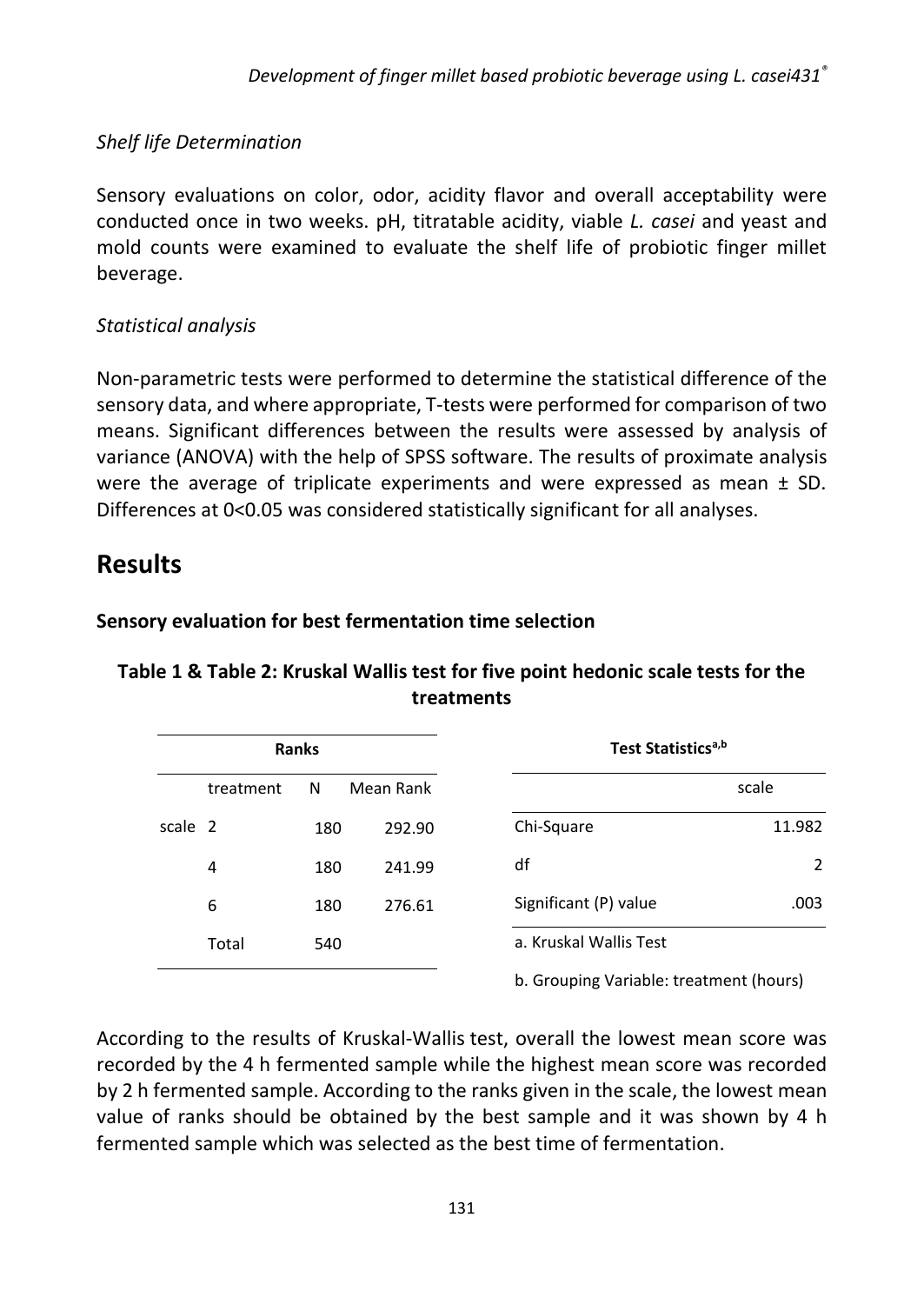### *Shelf life Determination*

Sensory evaluations on color, odor, acidity flavor and overall acceptability were conducted once in two weeks. pH, titratable acidity, viable *L. casei* and yeast and mold counts were examined to evaluate the shelf life of probiotic finger millet beverage.

### *Statistical analysis*

Non-parametric tests were performed to determine the statistical difference of the sensory data, and where appropriate, T-tests were performed for comparison of two means. Significant differences between the results were assessed by analysis of variance (ANOVA) with the help of SPSS software. The results of proximate analysis were the average of triplicate experiments and were expressed as mean ± SD. Differences at 0<0.05 was considered statistically significant for all analyses.

# Results

## Sensory evaluation for best fermentation time selection

**Table 1 & Table 2: Kruskal Wallis test for five point hedonic scale tests for the treatments**

**Ranks**

| | treatment | N | Mean Rank |
|---|---|---|---|
| scale | 2 | 180 | 292.90 |
| | 4 | 180 | 241.99 |
| | 6 | 180 | 276.61 |
| | Total | 540 | |

**Test Statistics[a,b]**

| | scale |
|---|---|
| Chi-Square | 11.982 |
| df | 2 |
| Significant (P) value | .003 |

a. Kruskal Wallis Test

b. Grouping Variable: treatment (hours)

According to the results of Kruskal-Wallis test, overall the lowest mean score was recorded by the 4 h fermented sample while the highest mean score was recorded by 2 h fermented sample. According to the ranks given in the scale, the lowest mean value of ranks should be obtained by the best sample and it was shown by 4 h fermented sample which was selected as the best time of fermentation.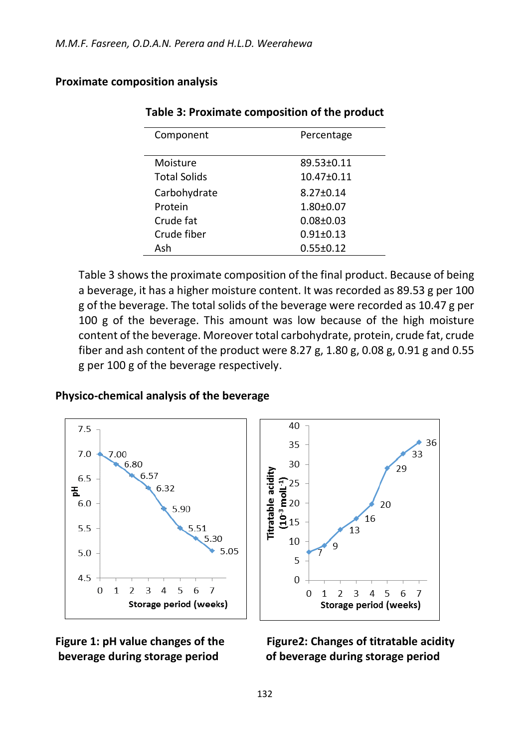## Proximate composition analysis

**Table 3: Proximate composition of the product**

| Component | Percentage |
|---|---|
| Moisture | 89.53±0.11 |
| Total Solids | 10.47±0.11 |
| Carbohydrate | 8.27±0.14 |
| Protein | 1.80±0.07 |
| Crude fat | 0.08±0.03 |
| Crude fiber | 0.91±0.13 |
| Ash | 0.55±0.12 |

Table 3 shows the proximate composition of the final product. Because of being a beverage, it has a higher moisture content. It was recorded as 89.53 g per 100 g of the beverage. The total solids of the beverage were recorded as 10.47 g per 100 g of the beverage. This amount was low because of the high moisture content of the beverage. Moreover total carbohydrate, protein, crude fat, crude fiber and ash content of the product were 8.27 g, 1.80 g, 0.08 g, 0.91 g and 0.55 g per 100 g of the beverage respectively.

## Physico-chemical analysis of the beverage

**Figure 1: pH value changes of the beverage during storage period**

**Figure2: Changes of titratable acidity of beverage during storage period**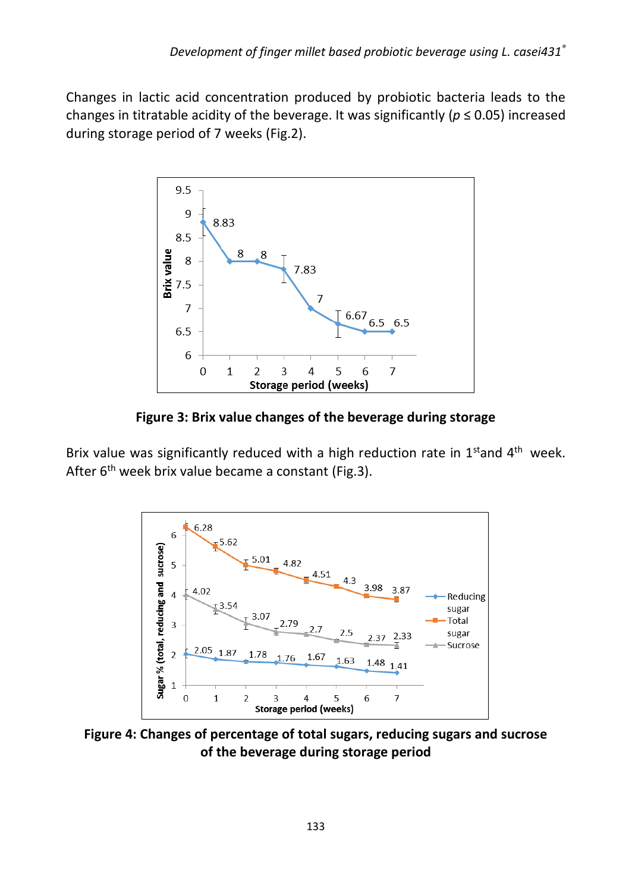Changes in lactic acid concentration produced by probiotic bacteria leads to the changes in titratable acidity of the beverage. It was significantly ($p \leq 0.05$) increased during storage period of 7 weeks (Fig.2).

**Figure 3: Brix value changes of the beverage during storage**

Brix value was significantly reduced with a high reduction rate in 1$^{st}$and 4$^{th}$ week. After 6$^{th}$ week brix value became a constant (Fig.3).

**Figure 4: Changes of percentage of total sugars, reducing sugars and sucrose of the beverage during storage period**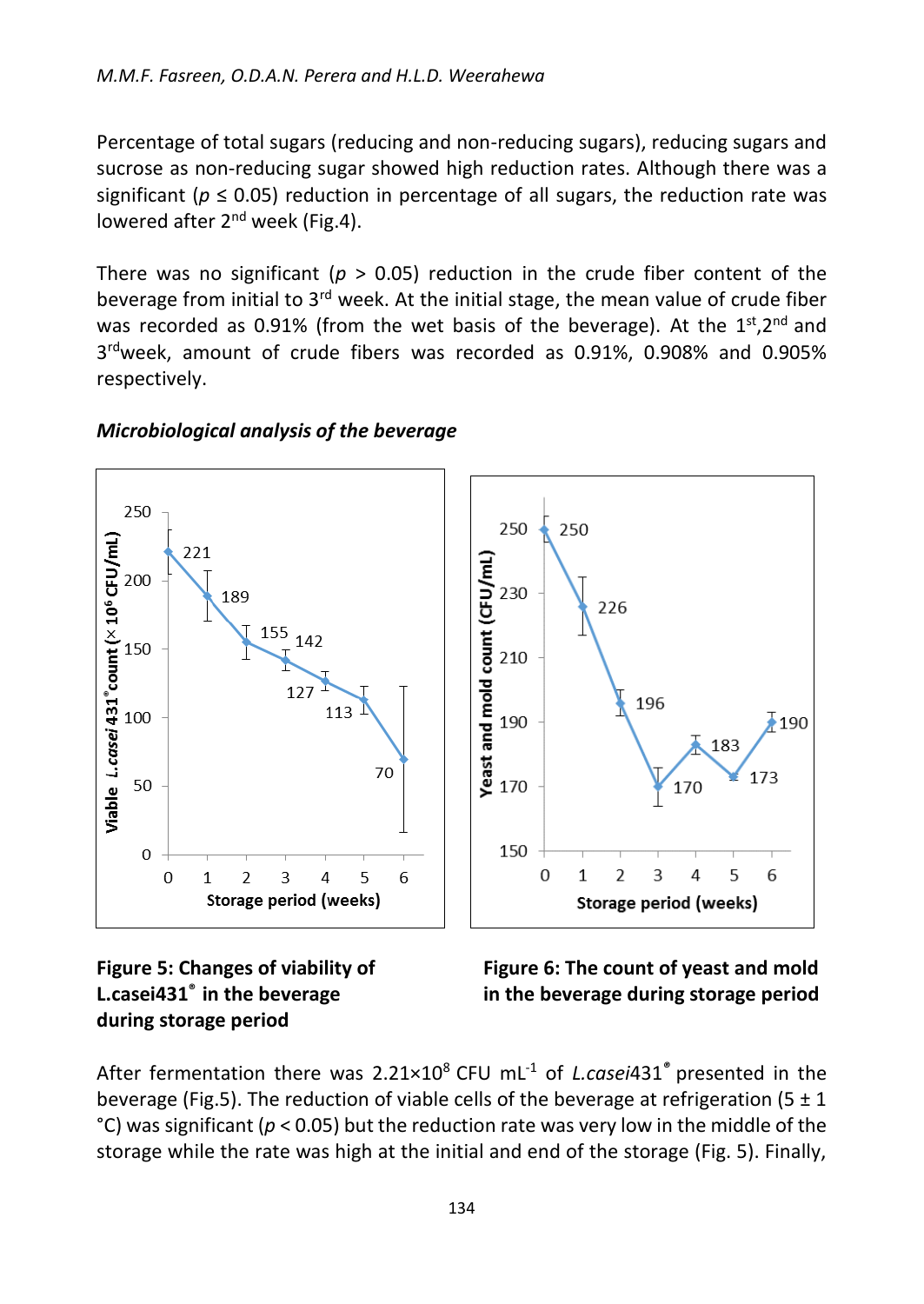Percentage of total sugars (reducing and non-reducing sugars), reducing sugars and sucrose as non-reducing sugar showed high reduction rates. Although there was a significant ($p \leq 0.05$) reduction in percentage of all sugars, the reduction rate was lowered after 2nd week (Fig.4).

There was no significant ($p > 0.05$) reduction in the crude fiber content of the beverage from initial to 3rd week. At the initial stage, the mean value of crude fiber was recorded as 0.91% (from the wet basis of the beverage). At the 1st, 2nd and 3rd week, amount of crude fibers was recorded as 0.91%, 0.908% and 0.905% respectively.

***Microbiological analysis of the beverage***

**Figure 5: Changes of viability of L.casei431® in the beverage during storage period**

**Figure 6: The count of yeast and mold in the beverage during storage period**

After fermentation there was $2.21 \times 10^8$ CFU mL$^{-1}$ of *L.casei*431® presented in the beverage (Fig.5). The reduction of viable cells of the beverage at refrigeration (5 ± 1 °C) was significant ($p < 0.05$) but the reduction rate was very low in the middle of the storage while the rate was high at the initial and end of the storage (Fig. 5). Finally,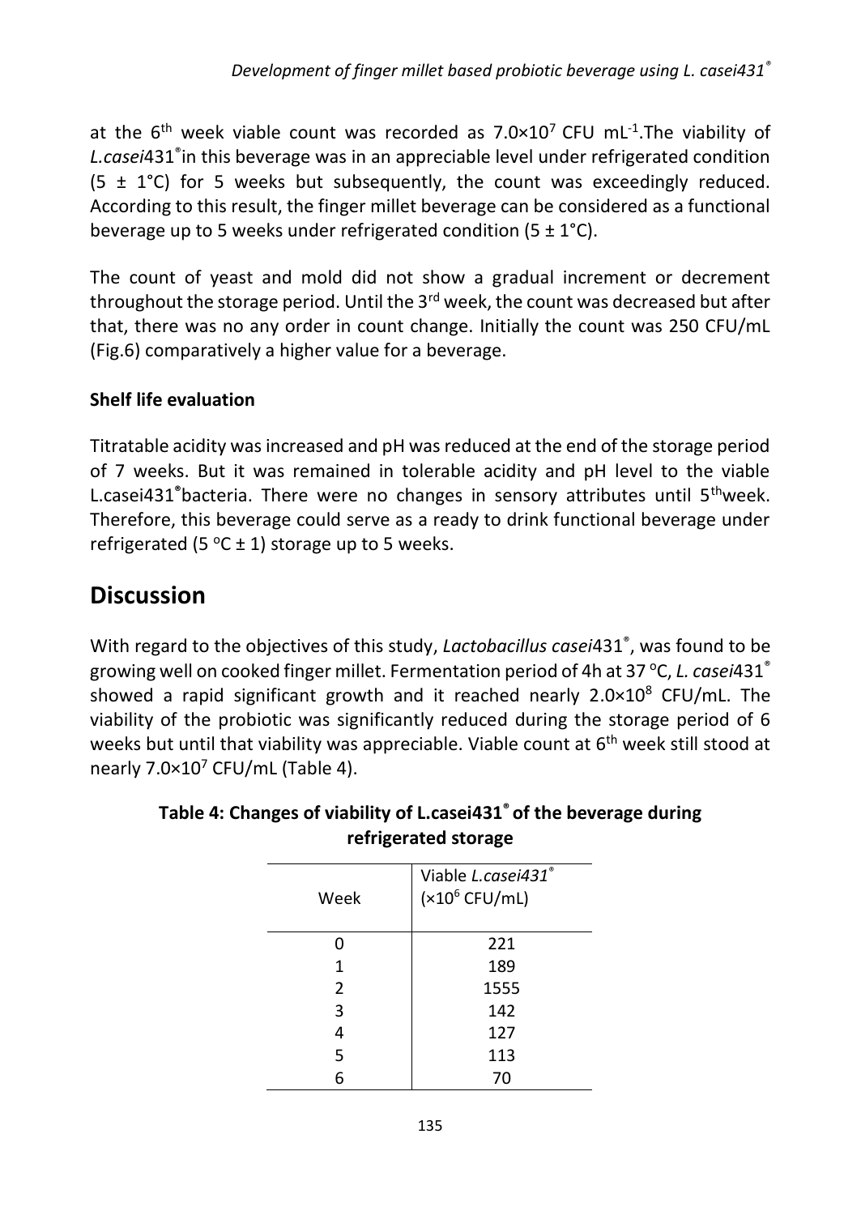at the 6$^{th}$ week viable count was recorded as $7.0\times10^{7}$ CFU mL$^{-1}$.The viability of *L.casei*431®in this beverage was in an appreciable level under refrigerated condition (5 ± 1°C) for 5 weeks but subsequently, the count was exceedingly reduced. According to this result, the finger millet beverage can be considered as a functional beverage up to 5 weeks under refrigerated condition (5 ± 1°C).

The count of yeast and mold did not show a gradual increment or decrement throughout the storage period. Until the 3$^{rd}$ week, the count was decreased but after that, there was no any order in count change. Initially the count was 250 CFU/mL (Fig.6) comparatively a higher value for a beverage.

**Shelf life evaluation**

Titratable acidity was increased and pH was reduced at the end of the storage period of 7 weeks. But it was remained in tolerable acidity and pH level to the viable L.casei431®bacteria. There were no changes in sensory attributes until 5$^{th}$week. Therefore, this beverage could serve as a ready to drink functional beverage under refrigerated (5 $^{o}$C ± 1) storage up to 5 weeks.

# Discussion

With regard to the objectives of this study, *Lactobacillus casei*431®, was found to be growing well on cooked finger millet. Fermentation period of 4h at 37 $^{o}$C, *L. casei*431® showed a rapid significant growth and it reached nearly $2.0\times10^{8}$ CFU/mL. The viability of the probiotic was significantly reduced during the storage period of 6 weeks but until that viability was appreciable. Viable count at 6$^{th}$ week still stood at nearly $7.0\times10^{7}$ CFU/mL (Table 4).

**Table 4: Changes of viability of L.casei431® of the beverage during refrigerated storage**

| Week | Viable *L.casei431*® ($\times10^{6}$ CFU/mL) |
|---|---|
| 0 | 221 |
| 1 | 189 |
| 2 | 1555 |
| 3 | 142 |
| 4 | 127 |
| 5 | 113 |
| 6 | 70 |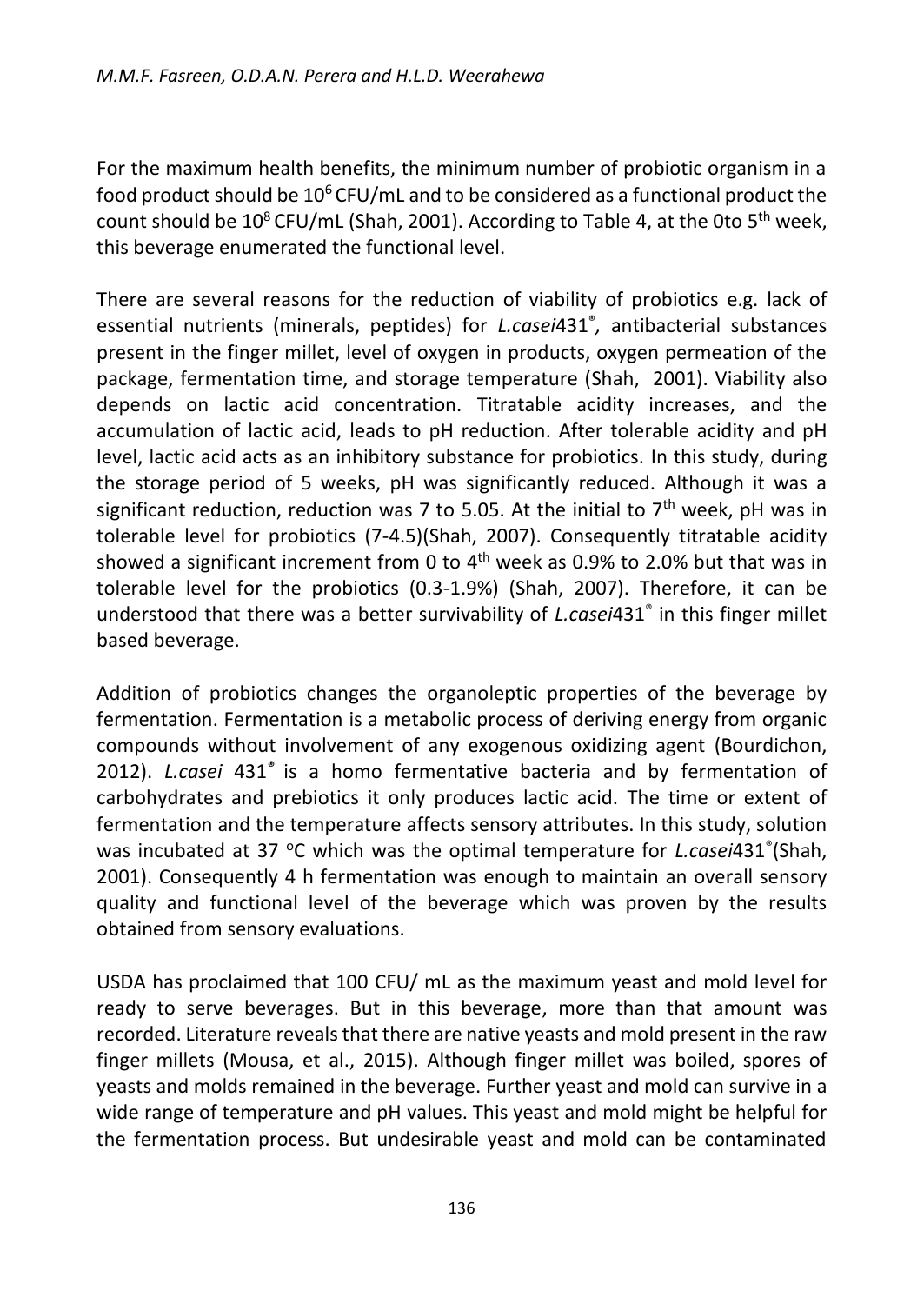For the maximum health benefits, the minimum number of probiotic organism in a food product should be $10^6$ CFU/mL and to be considered as a functional product the count should be $10^8$ CFU/mL (Shah, 2001). According to Table 4, at the 0to 5$^{th}$ week, this beverage enumerated the functional level.

There are several reasons for the reduction of viability of probiotics e.g. lack of essential nutrients (minerals, peptides) for *L.casei*431$^{®}$*,* antibacterial substances present in the finger millet, level of oxygen in products, oxygen permeation of the package, fermentation time, and storage temperature (Shah, 2001). Viability also depends on lactic acid concentration. Titratable acidity increases, and the accumulation of lactic acid, leads to pH reduction. After tolerable acidity and pH level, lactic acid acts as an inhibitory substance for probiotics. In this study, during the storage period of 5 weeks, pH was significantly reduced. Although it was a significant reduction, reduction was 7 to 5.05. At the initial to 7$^{th}$ week, pH was in tolerable level for probiotics (7-4.5)(Shah, 2007). Consequently titratable acidity showed a significant increment from 0 to 4$^{th}$ week as 0.9% to 2.0% but that was in tolerable level for the probiotics (0.3-1.9%) (Shah, 2007). Therefore, it can be understood that there was a better survivability of *L.casei*431$^{®}$ in this finger millet based beverage.

Addition of probiotics changes the organoleptic properties of the beverage by fermentation. Fermentation is a metabolic process of deriving energy from organic compounds without involvement of any exogenous oxidizing agent (Bourdichon, 2012). *L.casei* 431$^{®}$ is a homo fermentative bacteria and by fermentation of carbohydrates and prebiotics it only produces lactic acid. The time or extent of fermentation and the temperature affects sensory attributes. In this study, solution was incubated at 37 $^{o}$C which was the optimal temperature for *L.casei*431$^{®}$(Shah, 2001). Consequently 4 h fermentation was enough to maintain an overall sensory quality and functional level of the beverage which was proven by the results obtained from sensory evaluations.

USDA has proclaimed that 100 CFU/ mL as the maximum yeast and mold level for ready to serve beverages. But in this beverage, more than that amount was recorded. Literature reveals that there are native yeasts and mold present in the raw finger millets (Mousa, et al., 2015). Although finger millet was boiled, spores of yeasts and molds remained in the beverage. Further yeast and mold can survive in a wide range of temperature and pH values. This yeast and mold might be helpful for the fermentation process. But undesirable yeast and mold can be contaminated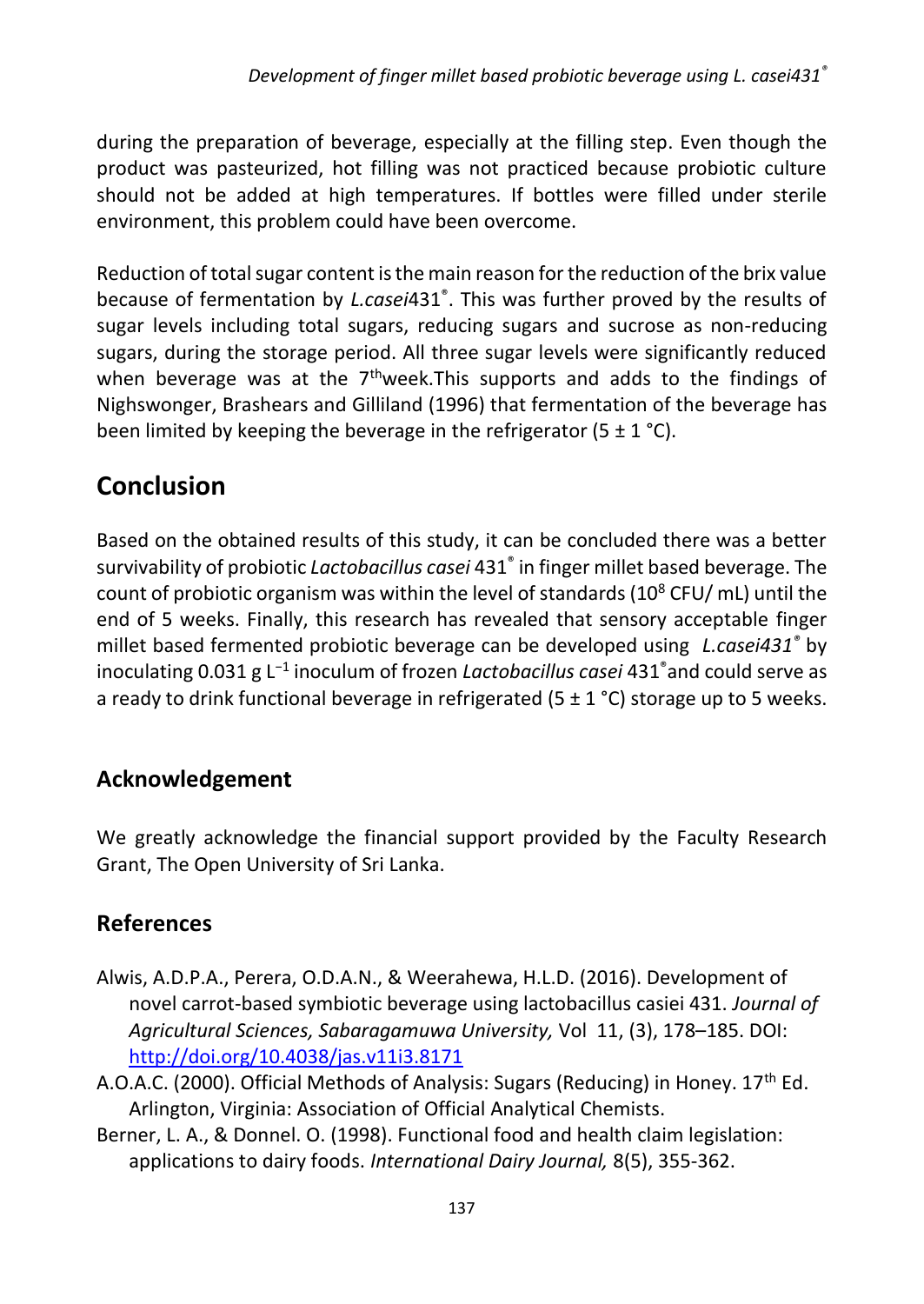during the preparation of beverage, especially at the filling step. Even though the product was pasteurized, hot filling was not practiced because probiotic culture should not be added at high temperatures. If bottles were filled under sterile environment, this problem could have been overcome.

Reduction of total sugar content is the main reason for the reduction of the brix value because of fermentation by *L.casei*431®. This was further proved by the results of sugar levels including total sugars, reducing sugars and sucrose as non-reducing sugars, during the storage period. All three sugar levels were significantly reduced when beverage was at the 7th week.This supports and adds to the findings of Nighswonger, Brashears and Gilliland (1996) that fermentation of the beverage has been limited by keeping the beverage in the refrigerator (5 ± 1 °C).

## Conclusion

Based on the obtained results of this study, it can be concluded there was a better survivability of probiotic *Lactobacillus casei* 431® in finger millet based beverage. The count of probiotic organism was within the level of standards ($10^8$ CFU/ mL) until the end of 5 weeks. Finally, this research has revealed that sensory acceptable finger millet based fermented probiotic beverage can be developed using *L.casei431®* by inoculating 0.031 g $L^{-1}$ inoculum of frozen *Lactobacillus casei* 431® and could serve as a ready to drink functional beverage in refrigerated (5 ± 1 °C) storage up to 5 weeks.

### Acknowledgement

We greatly acknowledge the financial support provided by the Faculty Research Grant, The Open University of Sri Lanka.

### References

Alwis, A.D.P.A., Perera, O.D.A.N., & Weerahewa, H.L.D. (2016). Development of novel carrot-based symbiotic beverage using lactobacillus casiei 431. *Journal of Agricultural Sciences, Sabaragamuwa University,* Vol 11, (3), 178–185. DOI: http://doi.org/10.4038/jas.v11i3.8171

A.O.A.C. (2000). Official Methods of Analysis: Sugars (Reducing) in Honey. 17th Ed. Arlington, Virginia: Association of Official Analytical Chemists.

Berner, L. A., & Donnel. O. (1998). Functional food and health claim legislation: applications to dairy foods. *International Dairy Journal,* 8(5), 355-362.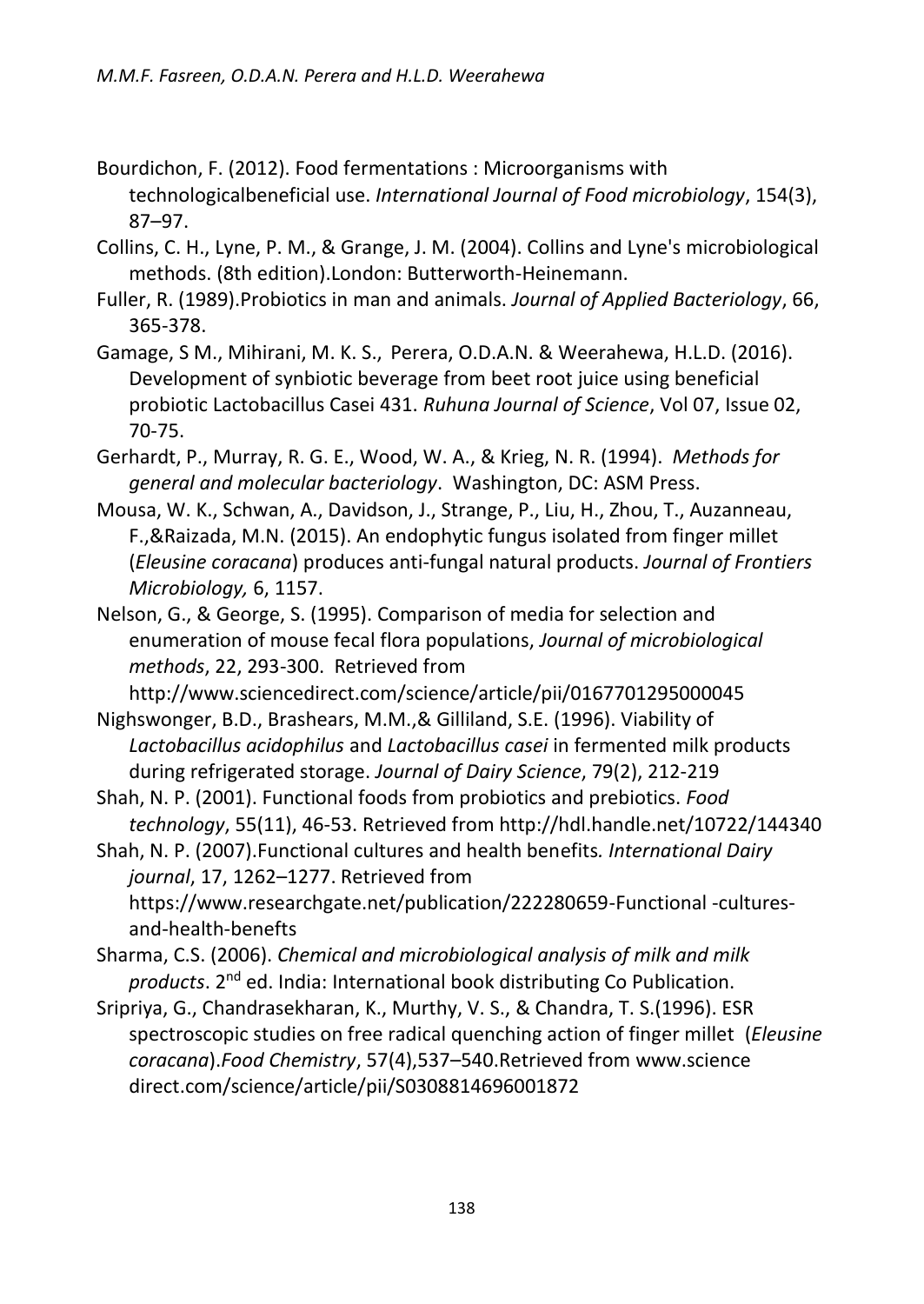Bourdichon, F. (2012). Food fermentations : Microorganisms with technologicalbeneficial use. *International Journal of Food microbiology*, 154(3), 87–97.

Collins, C. H., Lyne, P. M., & Grange, J. M. (2004). Collins and Lyne's microbiological methods. (8th edition).London: Butterworth-Heinemann.

Fuller, R. (1989).Probiotics in man and animals. *Journal of Applied Bacteriology*, 66, 365-378.

Gamage, S M., Mihirani, M. K. S., Perera, O.D.A.N. & Weerahewa, H.L.D. (2016). Development of synbiotic beverage from beet root juice using beneficial probiotic Lactobacillus Casei 431. *Ruhuna Journal of Science*, Vol 07, Issue 02, 70-75.

Gerhardt, P., Murray, R. G. E., Wood, W. A., & Krieg, N. R. (1994). *Methods for general and molecular bacteriology*. Washington, DC: ASM Press.

Mousa, W. K., Schwan, A., Davidson, J., Strange, P., Liu, H., Zhou, T., Auzanneau, F.,&Raizada, M.N. (2015). An endophytic fungus isolated from finger millet (*Eleusine coracana*) produces anti-fungal natural products. *Journal of Frontiers Microbiology,* 6, 1157.

Nelson, G., & George, S. (1995). Comparison of media for selection and enumeration of mouse fecal flora populations, *Journal of microbiological methods*, 22, 293-300. Retrieved from http://www.sciencedirect.com/science/article/pii/0167701295000045

Nighswonger, B.D., Brashears, M.M.,& Gilliland, S.E. (1996). Viability of *Lactobacillus acidophilus* and *Lactobacillus casei* in fermented milk products during refrigerated storage. *Journal of Dairy Science*, 79(2), 212-219

Shah, N. P. (2001). Functional foods from probiotics and prebiotics. *Food technology*, 55(11), 46-53. Retrieved from http://hdl.handle.net/10722/144340

Shah, N. P. (2007).Functional cultures and health benefits. *International Dairy journal*, 17, 1262–1277. Retrieved from https://www.researchgate.net/publication/222280659-Functional -cultures-and-health-benefts

Sharma, C.S. (2006). *Chemical and microbiological analysis of milk and milk products*. 2nd ed. India: International book distributing Co Publication.

Sripriya, G., Chandrasekharan, K., Murthy, V. S., & Chandra, T. S.(1996). ESR spectroscopic studies on free radical quenching action of finger millet (*Eleusine coracana*).*Food Chemistry*, 57(4),537–540.Retrieved from www.science direct.com/science/article/pii/S0308814696001872